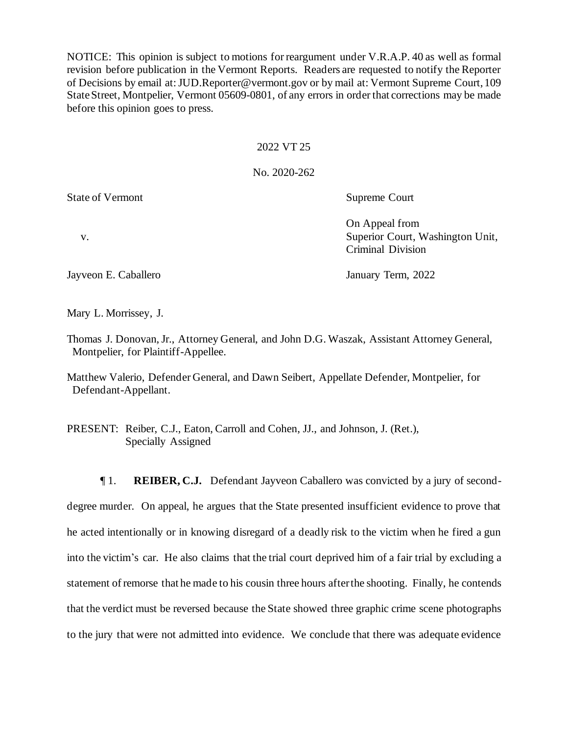NOTICE: This opinion is subject to motions for reargument under V.R.A.P. 40 as well as formal revision before publication in the Vermont Reports. Readers are requested to notify the Reporter of Decisions by email at: JUD.Reporter@vermont.gov or by mail at: Vermont Supreme Court, 109 State Street, Montpelier, Vermont 05609-0801, of any errors in order that corrections may be made before this opinion goes to press.

2022 VT 25

No. 2020-262

| | |
|---|---|
| State of Vermont | Supreme Court |
| v. | On Appeal from Superior Court, Washington Unit, Criminal Division |
| Jayveon E. Caballero | January Term, 2022 |

Mary L. Morrissey, J.

Thomas J. Donovan, Jr., Attorney General, and John D.G. Waszak, Assistant Attorney General, Montpelier, for Plaintiff-Appellee.

Matthew Valerio, Defender General, and Dawn Seibert, Appellate Defender, Montpelier, for Defendant-Appellant.

PRESENT: Reiber, C.J., Eaton, Carroll and Cohen, JJ., and Johnson, J. (Ret.), Specially Assigned

¶ 1. **REIBER, C.J.** Defendant Jayveon Caballero was convicted by a jury of second-degree murder. On appeal, he argues that the State presented insufficient evidence to prove that he acted intentionally or in knowing disregard of a deadly risk to the victim when he fired a gun into the victim's car. He also claims that the trial court deprived him of a fair trial by excluding a statement of remorse that he made to his cousin three hours after the shooting. Finally, he contends that the verdict must be reversed because the State showed three graphic crime scene photographs to the jury that were not admitted into evidence. We conclude that there was adequate evidence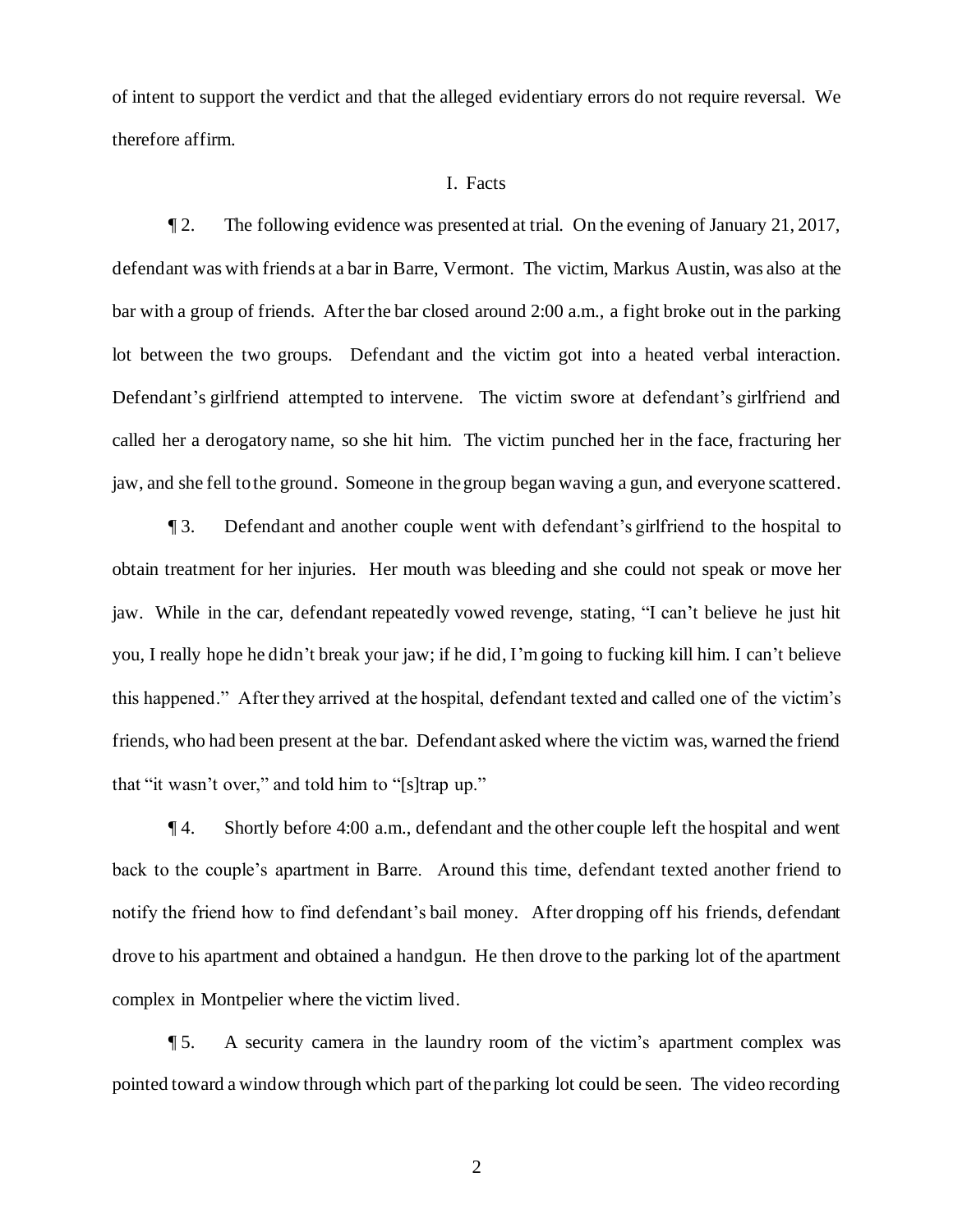of intent to support the verdict and that the alleged evidentiary errors do not require reversal. We therefore affirm.

## I. Facts

¶ 2. The following evidence was presented at trial. On the evening of January 21, 2017, defendant was with friends at a bar in Barre, Vermont. The victim, Markus Austin, was also at the bar with a group of friends. After the bar closed around 2:00 a.m., a fight broke out in the parking lot between the two groups. Defendant and the victim got into a heated verbal interaction. Defendant's girlfriend attempted to intervene. The victim swore at defendant's girlfriend and called her a derogatory name, so she hit him. The victim punched her in the face, fracturing her jaw, and she fell to the ground. Someone in the group began waving a gun, and everyone scattered.

¶ 3. Defendant and another couple went with defendant's girlfriend to the hospital to obtain treatment for her injuries. Her mouth was bleeding and she could not speak or move her jaw. While in the car, defendant repeatedly vowed revenge, stating, "I can't believe he just hit you, I really hope he didn't break your jaw; if he did, I'm going to fucking kill him. I can't believe this happened." After they arrived at the hospital, defendant texted and called one of the victim's friends, who had been present at the bar. Defendant asked where the victim was, warned the friend that "it wasn't over," and told him to "[s]trap up."

¶ 4. Shortly before 4:00 a.m., defendant and the other couple left the hospital and went back to the couple's apartment in Barre. Around this time, defendant texted another friend to notify the friend how to find defendant's bail money. After dropping off his friends, defendant drove to his apartment and obtained a handgun. He then drove to the parking lot of the apartment complex in Montpelier where the victim lived.

¶ 5. A security camera in the laundry room of the victim's apartment complex was pointed toward a window through which part of the parking lot could be seen. The video recording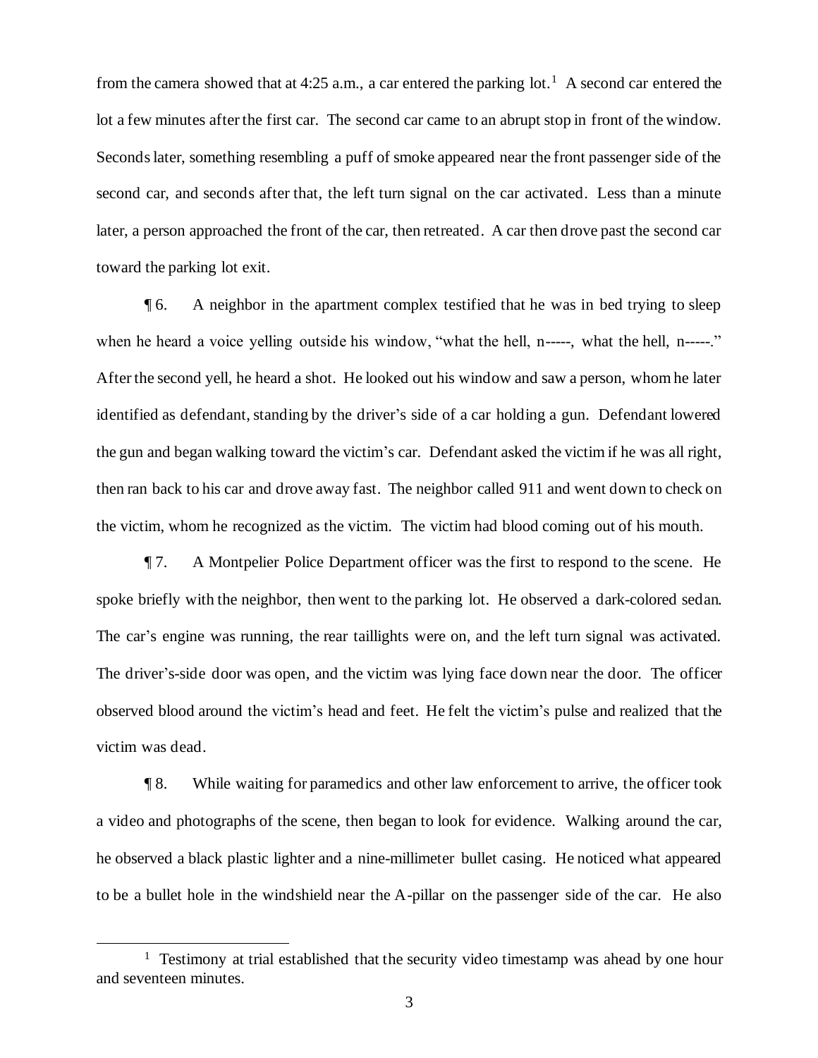from the camera showed that at 4:25 a.m., a car entered the parking lot.[1] A second car entered the lot a few minutes after the first car. The second car came to an abrupt stop in front of the window. Seconds later, something resembling a puff of smoke appeared near the front passenger side of the second car, and seconds after that, the left turn signal on the car activated. Less than a minute later, a person approached the front of the car, then retreated. A car then drove past the second car toward the parking lot exit.

¶ 6. A neighbor in the apartment complex testified that he was in bed trying to sleep when he heard a voice yelling outside his window, "what the hell, n-----, what the hell, n-----." After the second yell, he heard a shot. He looked out his window and saw a person, whom he later identified as defendant, standing by the driver's side of a car holding a gun. Defendant lowered the gun and began walking toward the victim's car. Defendant asked the victim if he was all right, then ran back to his car and drove away fast. The neighbor called 911 and went down to check on the victim, whom he recognized as the victim. The victim had blood coming out of his mouth.

¶ 7. A Montpelier Police Department officer was the first to respond to the scene. He spoke briefly with the neighbor, then went to the parking lot. He observed a dark-colored sedan. The car's engine was running, the rear taillights were on, and the left turn signal was activated. The driver's-side door was open, and the victim was lying face down near the door. The officer observed blood around the victim's head and feet. He felt the victim's pulse and realized that the victim was dead.

¶ 8. While waiting for paramedics and other law enforcement to arrive, the officer took a video and photographs of the scene, then began to look for evidence. Walking around the car, he observed a black plastic lighter and a nine-millimeter bullet casing. He noticed what appeared to be a bullet hole in the windshield near the A-pillar on the passenger side of the car. He also

---

[1] Testimony at trial established that the security video timestamp was ahead by one hour and seventeen minutes.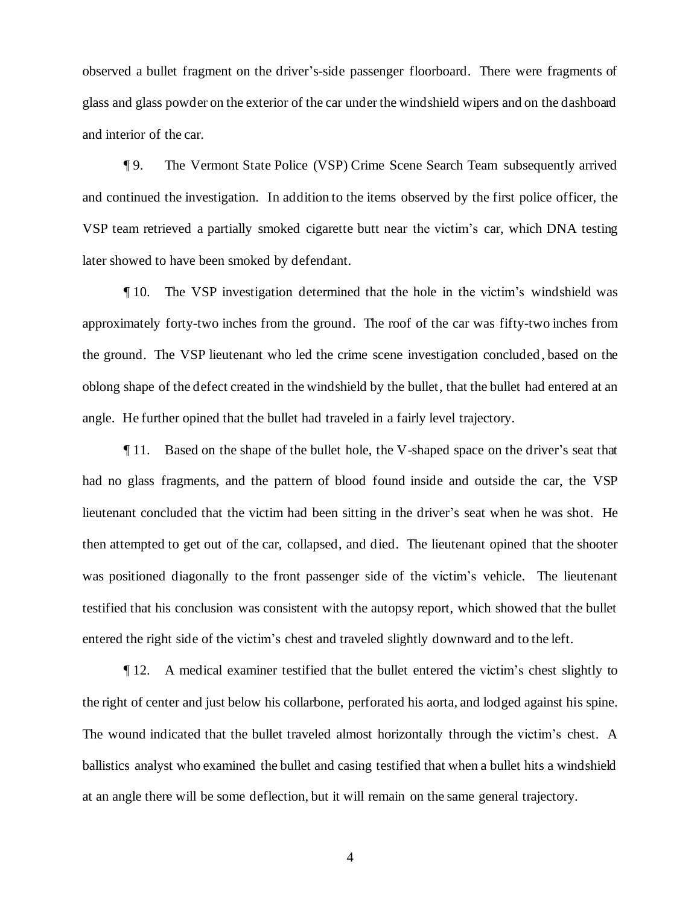observed a bullet fragment on the driver's-side passenger floorboard. There were fragments of glass and glass powder on the exterior of the car under the windshield wipers and on the dashboard and interior of the car.

¶ 9. The Vermont State Police (VSP) Crime Scene Search Team subsequently arrived and continued the investigation. In addition to the items observed by the first police officer, the VSP team retrieved a partially smoked cigarette butt near the victim's car, which DNA testing later showed to have been smoked by defendant.

¶ 10. The VSP investigation determined that the hole in the victim's windshield was approximately forty-two inches from the ground. The roof of the car was fifty-two inches from the ground. The VSP lieutenant who led the crime scene investigation concluded, based on the oblong shape of the defect created in the windshield by the bullet, that the bullet had entered at an angle. He further opined that the bullet had traveled in a fairly level trajectory.

¶ 11. Based on the shape of the bullet hole, the V-shaped space on the driver's seat that had no glass fragments, and the pattern of blood found inside and outside the car, the VSP lieutenant concluded that the victim had been sitting in the driver's seat when he was shot. He then attempted to get out of the car, collapsed, and died. The lieutenant opined that the shooter was positioned diagonally to the front passenger side of the victim's vehicle. The lieutenant testified that his conclusion was consistent with the autopsy report, which showed that the bullet entered the right side of the victim's chest and traveled slightly downward and to the left.

¶ 12. A medical examiner testified that the bullet entered the victim's chest slightly to the right of center and just below his collarbone, perforated his aorta, and lodged against his spine. The wound indicated that the bullet traveled almost horizontally through the victim's chest. A ballistics analyst who examined the bullet and casing testified that when a bullet hits a windshield at an angle there will be some deflection, but it will remain on the same general trajectory.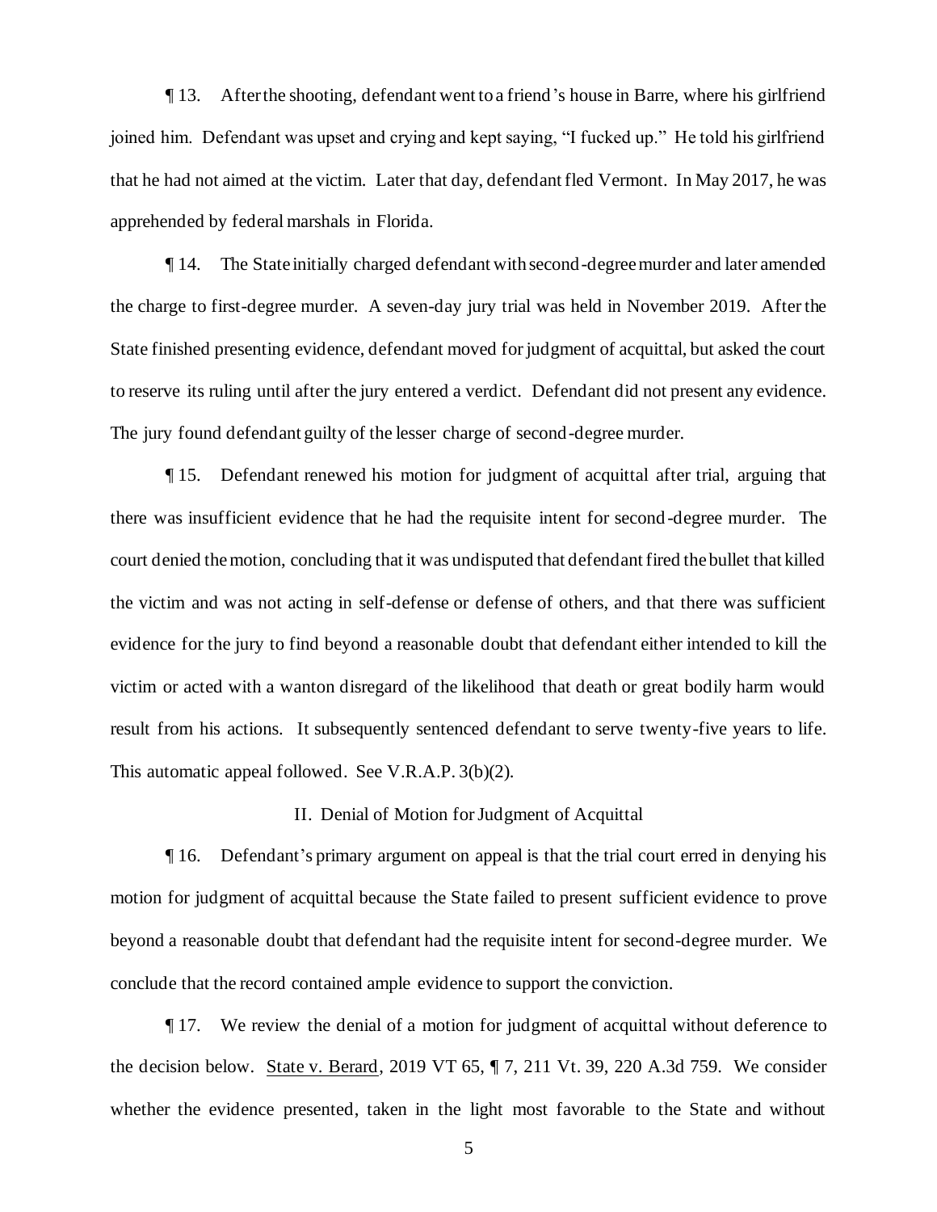¶ 13. After the shooting, defendant went to a friend's house in Barre, where his girlfriend joined him. Defendant was upset and crying and kept saying, "I fucked up." He told his girlfriend that he had not aimed at the victim. Later that day, defendant fled Vermont. In May 2017, he was apprehended by federal marshals in Florida.

¶ 14. The State initially charged defendant with second-degree murder and later amended the charge to first-degree murder. A seven-day jury trial was held in November 2019. After the State finished presenting evidence, defendant moved for judgment of acquittal, but asked the court to reserve its ruling until after the jury entered a verdict. Defendant did not present any evidence. The jury found defendant guilty of the lesser charge of second-degree murder.

¶ 15. Defendant renewed his motion for judgment of acquittal after trial, arguing that there was insufficient evidence that he had the requisite intent for second-degree murder. The court denied the motion, concluding that it was undisputed that defendant fired the bullet that killed the victim and was not acting in self-defense or defense of others, and that there was sufficient evidence for the jury to find beyond a reasonable doubt that defendant either intended to kill the victim or acted with a wanton disregard of the likelihood that death or great bodily harm would result from his actions. It subsequently sentenced defendant to serve twenty-five years to life. This automatic appeal followed. See V.R.A.P. 3(b)(2).

## II. Denial of Motion for Judgment of Acquittal

¶ 16. Defendant's primary argument on appeal is that the trial court erred in denying his motion for judgment of acquittal because the State failed to present sufficient evidence to prove beyond a reasonable doubt that defendant had the requisite intent for second-degree murder. We conclude that the record contained ample evidence to support the conviction.

¶ 17. We review the denial of a motion for judgment of acquittal without deference to the decision below. State v. Berard, 2019 VT 65, ¶ 7, 211 Vt. 39, 220 A.3d 759. We consider whether the evidence presented, taken in the light most favorable to the State and without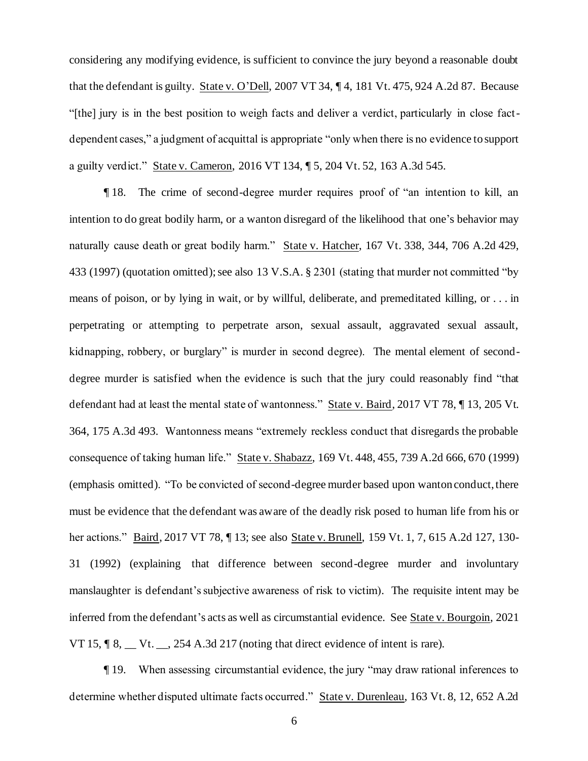considering any modifying evidence, is sufficient to convince the jury beyond a reasonable doubt that the defendant is guilty. State v. O'Dell, 2007 VT 34, ¶ 4, 181 Vt. 475, 924 A.2d 87. Because "[the] jury is in the best position to weigh facts and deliver a verdict, particularly in close fact-dependent cases," a judgment of acquittal is appropriate "only when there is no evidence to support a guilty verdict." State v. Cameron, 2016 VT 134, ¶ 5, 204 Vt. 52, 163 A.3d 545.

¶ 18. The crime of second-degree murder requires proof of "an intention to kill, an intention to do great bodily harm, or a wanton disregard of the likelihood that one's behavior may naturally cause death or great bodily harm." State v. Hatcher, 167 Vt. 338, 344, 706 A.2d 429, 433 (1997) (quotation omitted); see also 13 V.S.A. § 2301 (stating that murder not committed "by means of poison, or by lying in wait, or by willful, deliberate, and premeditated killing, or . . . in perpetrating or attempting to perpetrate arson, sexual assault, aggravated sexual assault, kidnapping, robbery, or burglary" is murder in second degree). The mental element of second-degree murder is satisfied when the evidence is such that the jury could reasonably find "that defendant had at least the mental state of wantonness." State v. Baird, 2017 VT 78, ¶ 13, 205 Vt. 364, 175 A.3d 493. Wantonness means "extremely reckless conduct that disregards the probable consequence of taking human life." State v. Shabazz, 169 Vt. 448, 455, 739 A.2d 666, 670 (1999) (emphasis omitted). "To be convicted of second-degree murder based upon wanton conduct, there must be evidence that the defendant was aware of the deadly risk posed to human life from his or her actions." Baird, 2017 VT 78, ¶ 13; see also State v. Brunell, 159 Vt. 1, 7, 615 A.2d 127, 130-31 (1992) (explaining that difference between second-degree murder and involuntary manslaughter is defendant's subjective awareness of risk to victim). The requisite intent may be inferred from the defendant's acts as well as circumstantial evidence. See State v. Bourgoin, 2021 VT 15, ¶ 8, __ Vt. __, 254 A.3d 217 (noting that direct evidence of intent is rare).

¶ 19. When assessing circumstantial evidence, the jury "may draw rational inferences to determine whether disputed ultimate facts occurred." State v. Durenleau, 163 Vt. 8, 12, 652 A.2d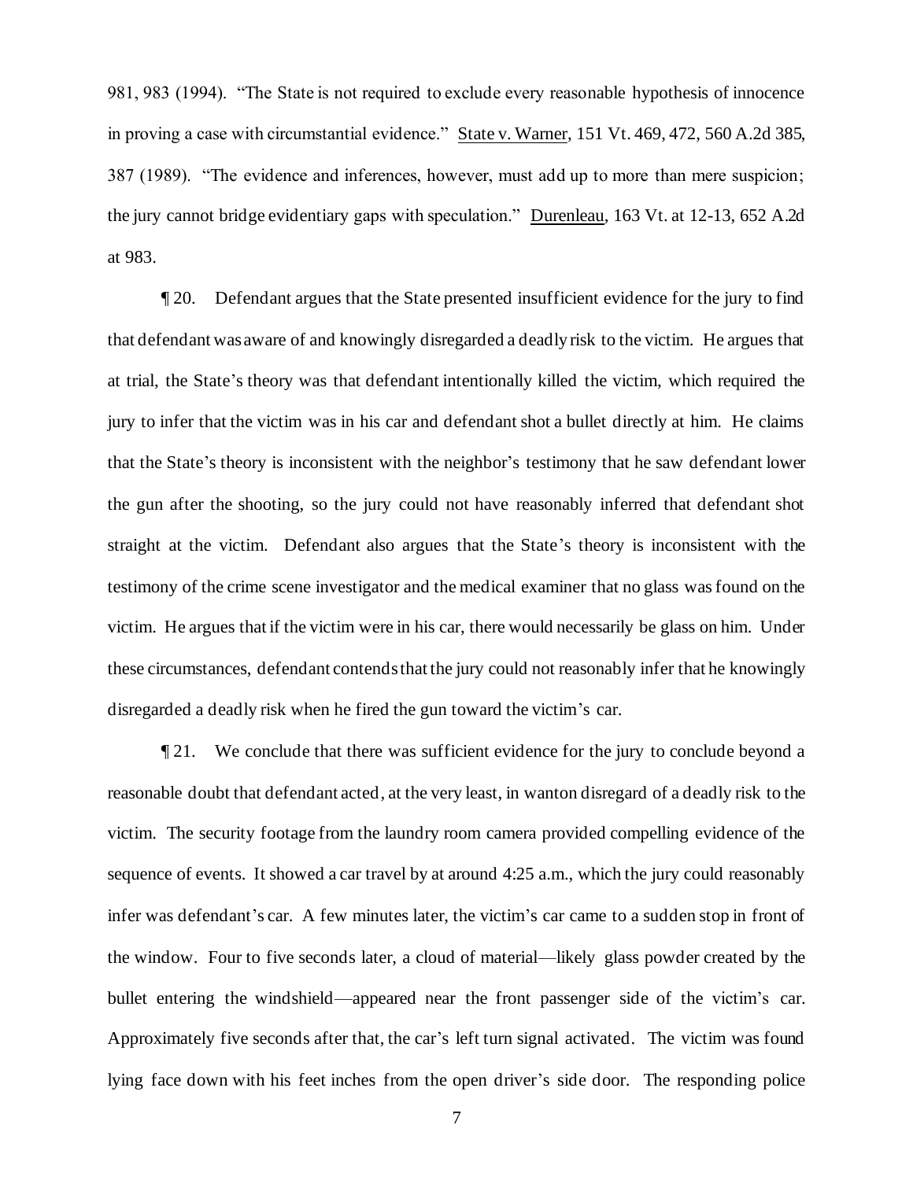981, 983 (1994). "The State is not required to exclude every reasonable hypothesis of innocence in proving a case with circumstantial evidence." State v. Warner, 151 Vt. 469, 472, 560 A.2d 385, 387 (1989). "The evidence and inferences, however, must add up to more than mere suspicion; the jury cannot bridge evidentiary gaps with speculation." Durenleau, 163 Vt. at 12-13, 652 A.2d at 983.

¶ 20. Defendant argues that the State presented insufficient evidence for the jury to find that defendant was aware of and knowingly disregarded a deadly risk to the victim. He argues that at trial, the State's theory was that defendant intentionally killed the victim, which required the jury to infer that the victim was in his car and defendant shot a bullet directly at him. He claims that the State's theory is inconsistent with the neighbor's testimony that he saw defendant lower the gun after the shooting, so the jury could not have reasonably inferred that defendant shot straight at the victim. Defendant also argues that the State's theory is inconsistent with the testimony of the crime scene investigator and the medical examiner that no glass was found on the victim. He argues that if the victim were in his car, there would necessarily be glass on him. Under these circumstances, defendant contends that the jury could not reasonably infer that he knowingly disregarded a deadly risk when he fired the gun toward the victim's car.

¶ 21. We conclude that there was sufficient evidence for the jury to conclude beyond a reasonable doubt that defendant acted, at the very least, in wanton disregard of a deadly risk to the victim. The security footage from the laundry room camera provided compelling evidence of the sequence of events. It showed a car travel by at around 4:25 a.m., which the jury could reasonably infer was defendant's car. A few minutes later, the victim's car came to a sudden stop in front of the window. Four to five seconds later, a cloud of material—likely glass powder created by the bullet entering the windshield—appeared near the front passenger side of the victim's car. Approximately five seconds after that, the car's left turn signal activated. The victim was found lying face down with his feet inches from the open driver's side door. The responding police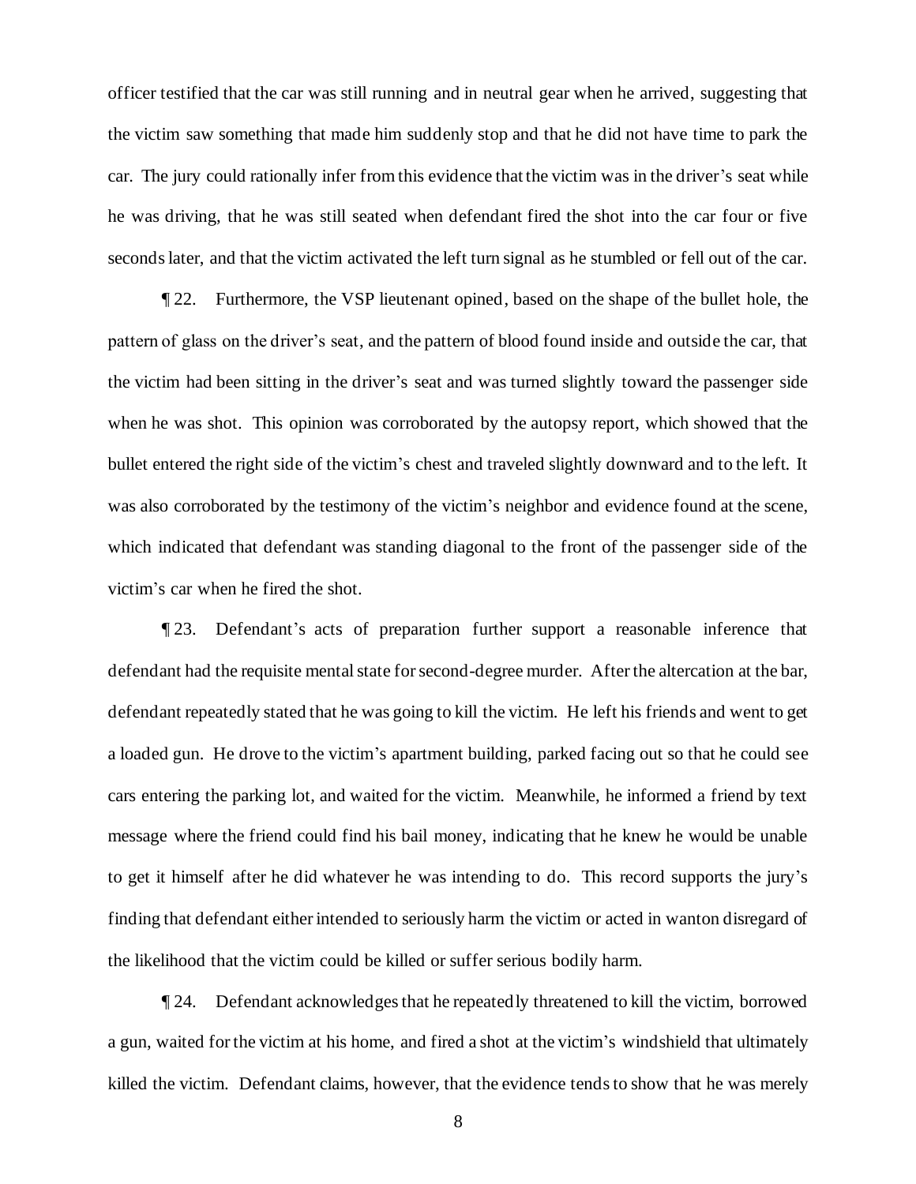officer testified that the car was still running and in neutral gear when he arrived, suggesting that the victim saw something that made him suddenly stop and that he did not have time to park the car. The jury could rationally infer from this evidence that the victim was in the driver's seat while he was driving, that he was still seated when defendant fired the shot into the car four or five seconds later, and that the victim activated the left turn signal as he stumbled or fell out of the car.

¶ 22. Furthermore, the VSP lieutenant opined, based on the shape of the bullet hole, the pattern of glass on the driver's seat, and the pattern of blood found inside and outside the car, that the victim had been sitting in the driver's seat and was turned slightly toward the passenger side when he was shot. This opinion was corroborated by the autopsy report, which showed that the bullet entered the right side of the victim's chest and traveled slightly downward and to the left. It was also corroborated by the testimony of the victim's neighbor and evidence found at the scene, which indicated that defendant was standing diagonal to the front of the passenger side of the victim's car when he fired the shot.

¶ 23. Defendant's acts of preparation further support a reasonable inference that defendant had the requisite mental state for second-degree murder. After the altercation at the bar, defendant repeatedly stated that he was going to kill the victim. He left his friends and went to get a loaded gun. He drove to the victim's apartment building, parked facing out so that he could see cars entering the parking lot, and waited for the victim. Meanwhile, he informed a friend by text message where the friend could find his bail money, indicating that he knew he would be unable to get it himself after he did whatever he was intending to do. This record supports the jury's finding that defendant either intended to seriously harm the victim or acted in wanton disregard of the likelihood that the victim could be killed or suffer serious bodily harm.

¶ 24. Defendant acknowledges that he repeatedly threatened to kill the victim, borrowed a gun, waited for the victim at his home, and fired a shot at the victim's windshield that ultimately killed the victim. Defendant claims, however, that the evidence tends to show that he was merely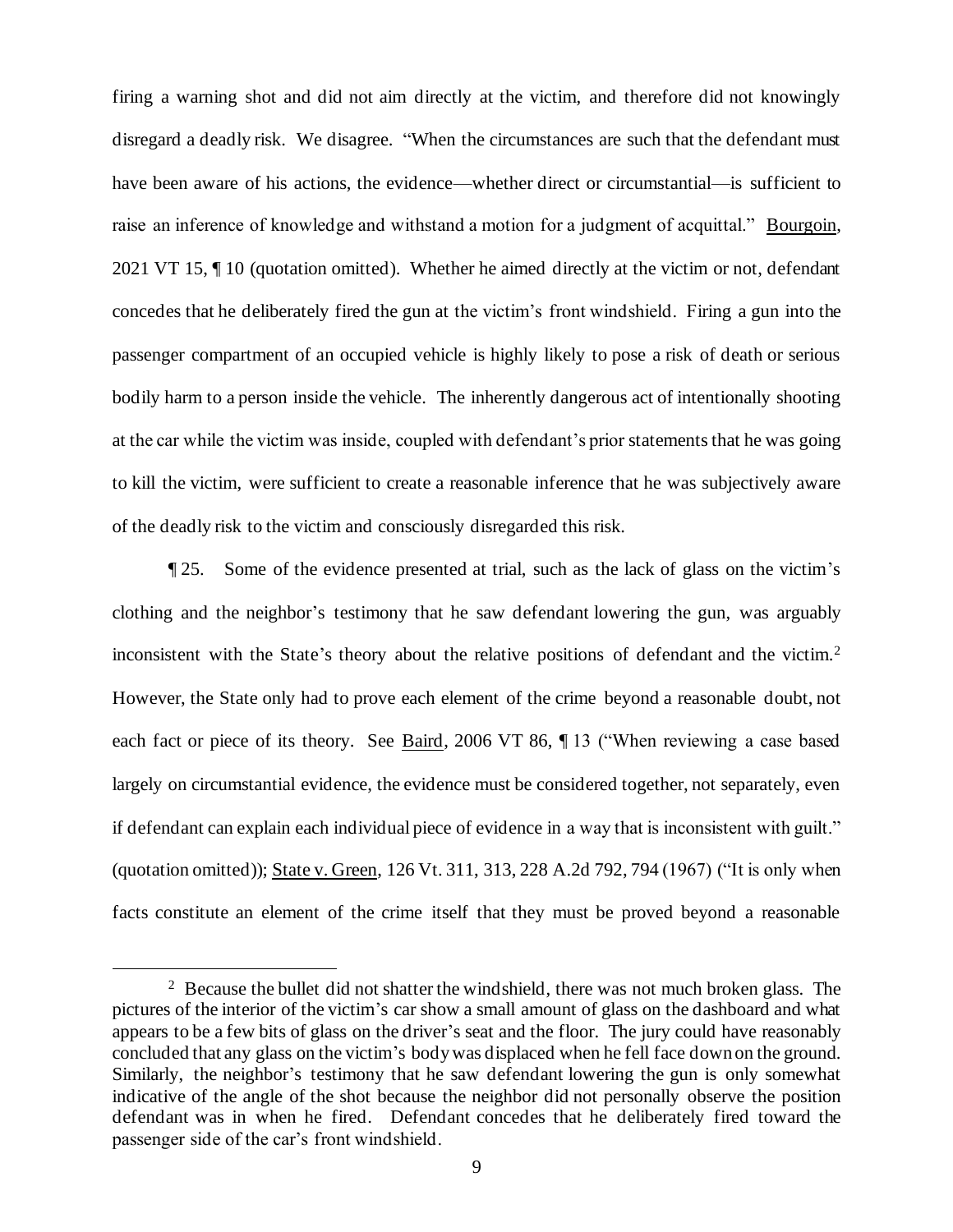firing a warning shot and did not aim directly at the victim, and therefore did not knowingly disregard a deadly risk. We disagree. "When the circumstances are such that the defendant must have been aware of his actions, the evidence—whether direct or circumstantial—is sufficient to raise an inference of knowledge and withstand a motion for a judgment of acquittal." Bourgoin, 2021 VT 15, ¶ 10 (quotation omitted). Whether he aimed directly at the victim or not, defendant concedes that he deliberately fired the gun at the victim's front windshield. Firing a gun into the passenger compartment of an occupied vehicle is highly likely to pose a risk of death or serious bodily harm to a person inside the vehicle. The inherently dangerous act of intentionally shooting at the car while the victim was inside, coupled with defendant's prior statements that he was going to kill the victim, were sufficient to create a reasonable inference that he was subjectively aware of the deadly risk to the victim and consciously disregarded this risk.

¶ 25. Some of the evidence presented at trial, such as the lack of glass on the victim's clothing and the neighbor's testimony that he saw defendant lowering the gun, was arguably inconsistent with the State's theory about the relative positions of defendant and the victim.[2] However, the State only had to prove each element of the crime beyond a reasonable doubt, not each fact or piece of its theory. See Baird, 2006 VT 86, ¶ 13 ("When reviewing a case based largely on circumstantial evidence, the evidence must be considered together, not separately, even if defendant can explain each individual piece of evidence in a way that is inconsistent with guilt." (quotation omitted)); State v. Green, 126 Vt. 311, 313, 228 A.2d 792, 794 (1967) ("It is only when facts constitute an element of the crime itself that they must be proved beyond a reasonable

[2] Because the bullet did not shatter the windshield, there was not much broken glass. The pictures of the interior of the victim's car show a small amount of glass on the dashboard and what appears to be a few bits of glass on the driver's seat and the floor. The jury could have reasonably concluded that any glass on the victim's body was displaced when he fell face down on the ground. Similarly, the neighbor's testimony that he saw defendant lowering the gun is only somewhat indicative of the angle of the shot because the neighbor did not personally observe the position defendant was in when he fired. Defendant concedes that he deliberately fired toward the passenger side of the car's front windshield.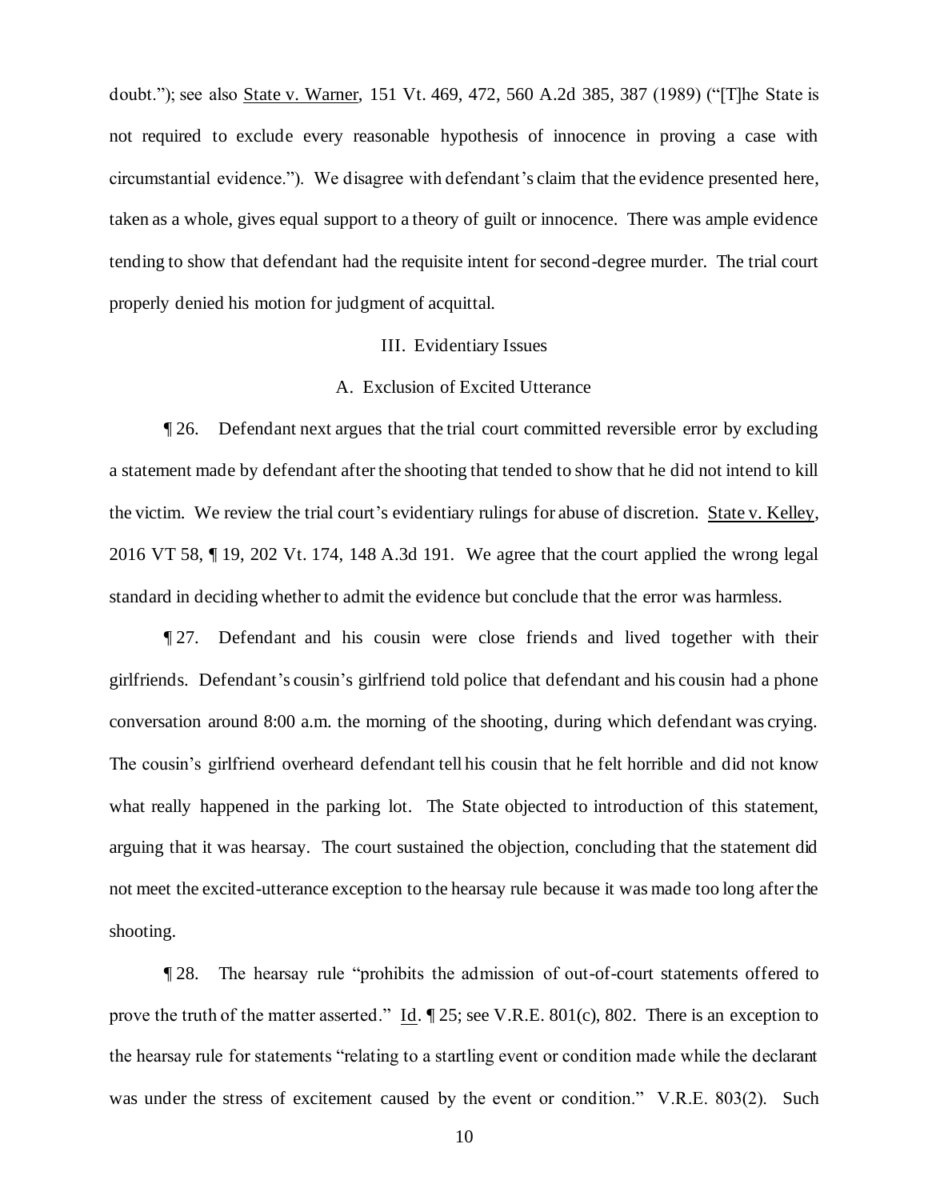doubt."); see also State v. Warner, 151 Vt. 469, 472, 560 A.2d 385, 387 (1989) ("[T]he State is not required to exclude every reasonable hypothesis of innocence in proving a case with circumstantial evidence."). We disagree with defendant's claim that the evidence presented here, taken as a whole, gives equal support to a theory of guilt or innocence. There was ample evidence tending to show that defendant had the requisite intent for second-degree murder. The trial court properly denied his motion for judgment of acquittal.

## III. Evidentiary Issues

### A. Exclusion of Excited Utterance

¶ 26. Defendant next argues that the trial court committed reversible error by excluding a statement made by defendant after the shooting that tended to show that he did not intend to kill the victim. We review the trial court's evidentiary rulings for abuse of discretion. State v. Kelley, 2016 VT 58, ¶ 19, 202 Vt. 174, 148 A.3d 191. We agree that the court applied the wrong legal standard in deciding whether to admit the evidence but conclude that the error was harmless.

¶ 27. Defendant and his cousin were close friends and lived together with their girlfriends. Defendant's cousin's girlfriend told police that defendant and his cousin had a phone conversation around 8:00 a.m. the morning of the shooting, during which defendant was crying. The cousin's girlfriend overheard defendant tell his cousin that he felt horrible and did not know what really happened in the parking lot. The State objected to introduction of this statement, arguing that it was hearsay. The court sustained the objection, concluding that the statement did not meet the excited-utterance exception to the hearsay rule because it was made too long after the shooting.

¶ 28. The hearsay rule "prohibits the admission of out-of-court statements offered to prove the truth of the matter asserted." Id. ¶ 25; see V.R.E. 801(c), 802. There is an exception to the hearsay rule for statements "relating to a startling event or condition made while the declarant was under the stress of excitement caused by the event or condition." V.R.E. 803(2). Such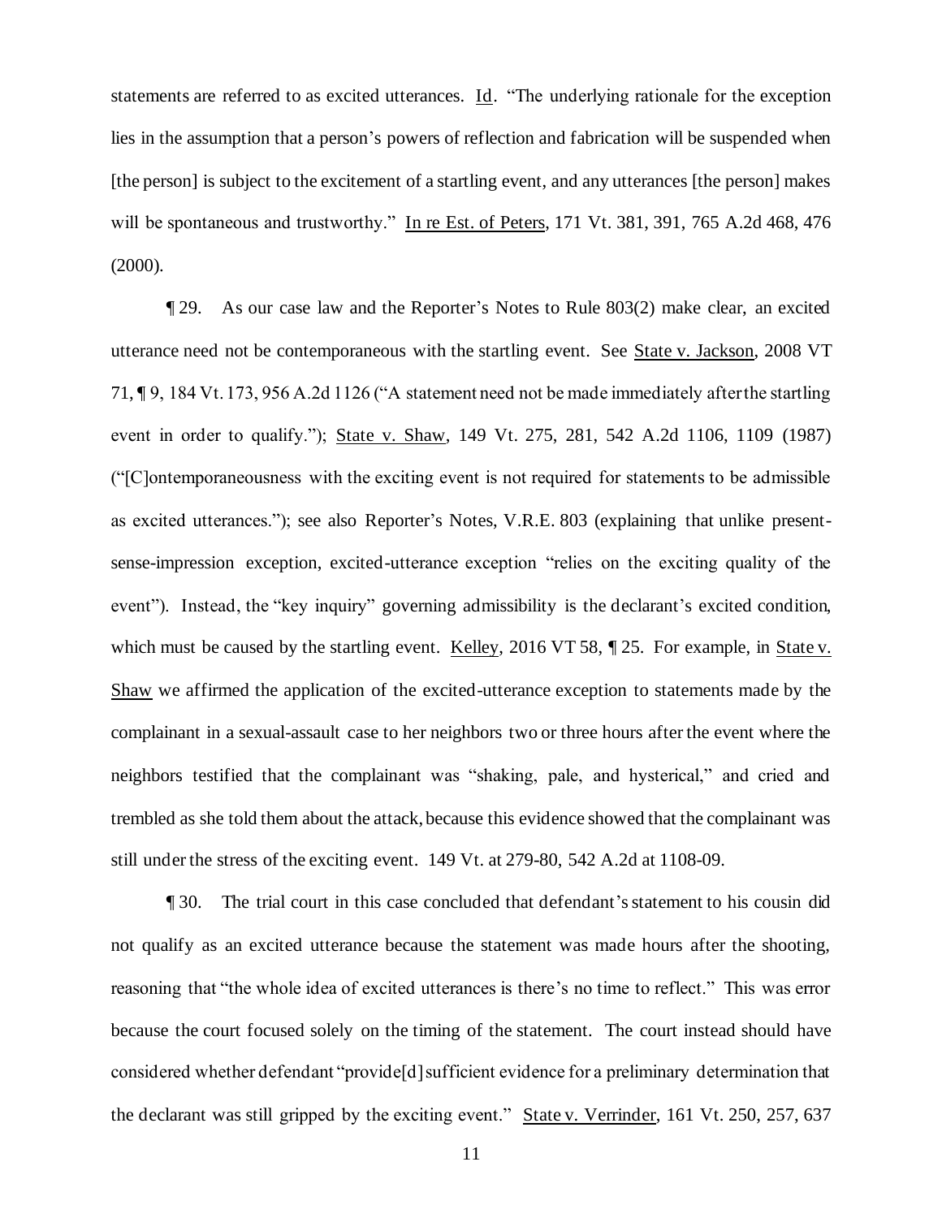statements are referred to as excited utterances. Id. "The underlying rationale for the exception lies in the assumption that a person's powers of reflection and fabrication will be suspended when [the person] is subject to the excitement of a startling event, and any utterances [the person] makes will be spontaneous and trustworthy." In re Est. of Peters, 171 Vt. 381, 391, 765 A.2d 468, 476 (2000).

¶ 29. As our case law and the Reporter's Notes to Rule 803(2) make clear, an excited utterance need not be contemporaneous with the startling event. See State v. Jackson, 2008 VT 71, ¶ 9, 184 Vt. 173, 956 A.2d 1126 ("A statement need not be made immediately after the startling event in order to qualify."); State v. Shaw, 149 Vt. 275, 281, 542 A.2d 1106, 1109 (1987) ("[C]ontemporaneousness with the exciting event is not required for statements to be admissible as excited utterances."); see also Reporter's Notes, V.R.E. 803 (explaining that unlike present-sense-impression exception, excited-utterance exception "relies on the exciting quality of the event"). Instead, the "key inquiry" governing admissibility is the declarant's excited condition, which must be caused by the startling event. Kelley, 2016 VT 58, ¶ 25. For example, in State v. Shaw we affirmed the application of the excited-utterance exception to statements made by the complainant in a sexual-assault case to her neighbors two or three hours after the event where the neighbors testified that the complainant was "shaking, pale, and hysterical," and cried and trembled as she told them about the attack, because this evidence showed that the complainant was still under the stress of the exciting event. 149 Vt. at 279-80, 542 A.2d at 1108-09.

¶ 30. The trial court in this case concluded that defendant's statement to his cousin did not qualify as an excited utterance because the statement was made hours after the shooting, reasoning that "the whole idea of excited utterances is there's no time to reflect." This was error because the court focused solely on the timing of the statement. The court instead should have considered whether defendant "provide[d] sufficient evidence for a preliminary determination that the declarant was still gripped by the exciting event." State v. Verrinder, 161 Vt. 250, 257, 637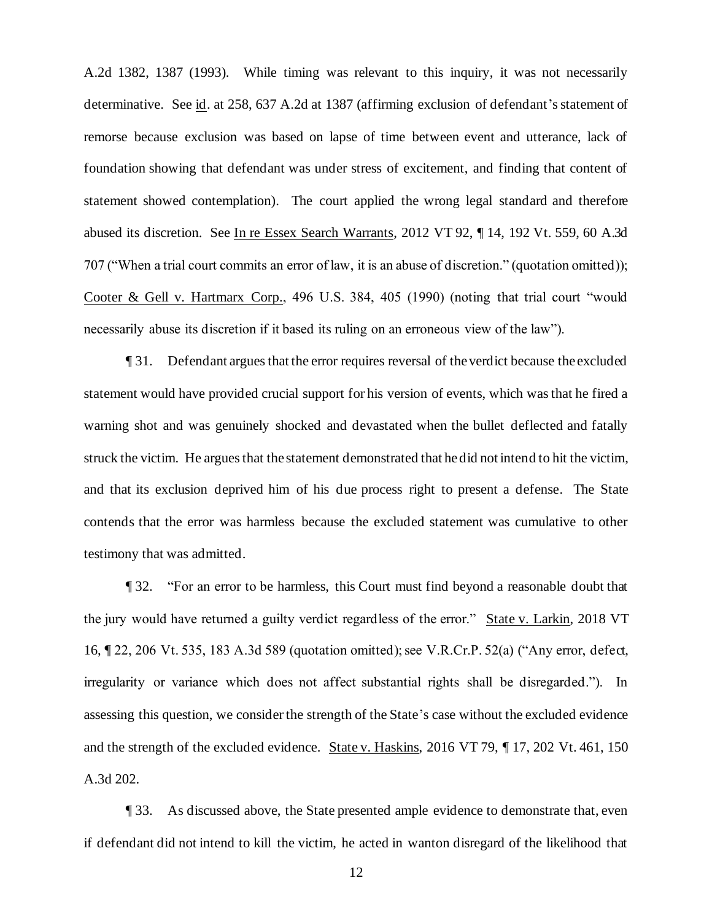A.2d 1382, 1387 (1993). While timing was relevant to this inquiry, it was not necessarily determinative. See id. at 258, 637 A.2d at 1387 (affirming exclusion of defendant's statement of remorse because exclusion was based on lapse of time between event and utterance, lack of foundation showing that defendant was under stress of excitement, and finding that content of statement showed contemplation). The court applied the wrong legal standard and therefore abused its discretion. See In re Essex Search Warrants, 2012 VT 92, ¶ 14, 192 Vt. 559, 60 A.3d 707 ("When a trial court commits an error of law, it is an abuse of discretion." (quotation omitted)); Cooter & Gell v. Hartmarx Corp., 496 U.S. 384, 405 (1990) (noting that trial court "would necessarily abuse its discretion if it based its ruling on an erroneous view of the law").

¶ 31. Defendant argues that the error requires reversal of the verdict because the excluded statement would have provided crucial support for his version of events, which was that he fired a warning shot and was genuinely shocked and devastated when the bullet deflected and fatally struck the victim. He argues that the statement demonstrated that he did not intend to hit the victim, and that its exclusion deprived him of his due process right to present a defense. The State contends that the error was harmless because the excluded statement was cumulative to other testimony that was admitted.

¶ 32. "For an error to be harmless, this Court must find beyond a reasonable doubt that the jury would have returned a guilty verdict regardless of the error." State v. Larkin, 2018 VT 16, ¶ 22, 206 Vt. 535, 183 A.3d 589 (quotation omitted); see V.R.Cr.P. 52(a) ("Any error, defect, irregularity or variance which does not affect substantial rights shall be disregarded."). In assessing this question, we consider the strength of the State's case without the excluded evidence and the strength of the excluded evidence. State v. Haskins, 2016 VT 79, ¶ 17, 202 Vt. 461, 150 A.3d 202.

¶ 33. As discussed above, the State presented ample evidence to demonstrate that, even if defendant did not intend to kill the victim, he acted in wanton disregard of the likelihood that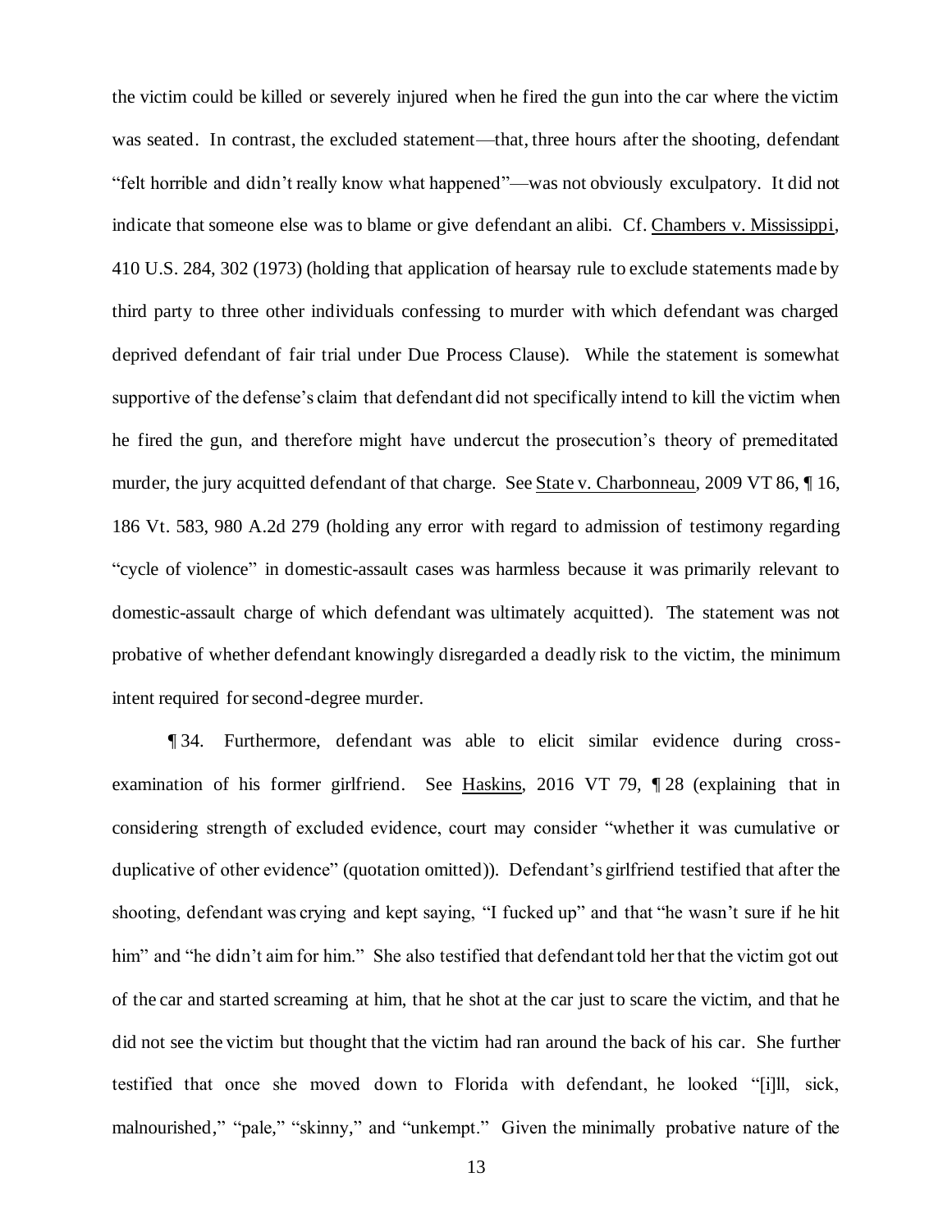the victim could be killed or severely injured when he fired the gun into the car where the victim was seated. In contrast, the excluded statement—that, three hours after the shooting, defendant "felt horrible and didn't really know what happened"—was not obviously exculpatory. It did not indicate that someone else was to blame or give defendant an alibi. Cf. Chambers v. Mississippi, 410 U.S. 284, 302 (1973) (holding that application of hearsay rule to exclude statements made by third party to three other individuals confessing to murder with which defendant was charged deprived defendant of fair trial under Due Process Clause). While the statement is somewhat supportive of the defense's claim that defendant did not specifically intend to kill the victim when he fired the gun, and therefore might have undercut the prosecution's theory of premeditated murder, the jury acquitted defendant of that charge. See State v. Charbonneau, 2009 VT 86, ¶ 16, 186 Vt. 583, 980 A.2d 279 (holding any error with regard to admission of testimony regarding "cycle of violence" in domestic-assault cases was harmless because it was primarily relevant to domestic-assault charge of which defendant was ultimately acquitted). The statement was not probative of whether defendant knowingly disregarded a deadly risk to the victim, the minimum intent required for second-degree murder.

¶ 34. Furthermore, defendant was able to elicit similar evidence during cross-examination of his former girlfriend. See Haskins, 2016 VT 79, ¶ 28 (explaining that in considering strength of excluded evidence, court may consider "whether it was cumulative or duplicative of other evidence" (quotation omitted)). Defendant's girlfriend testified that after the shooting, defendant was crying and kept saying, "I fucked up" and that "he wasn't sure if he hit him" and "he didn't aim for him." She also testified that defendant told her that the victim got out of the car and started screaming at him, that he shot at the car just to scare the victim, and that he did not see the victim but thought that the victim had ran around the back of his car. She further testified that once she moved down to Florida with defendant, he looked "[i]ll, sick, malnourished," "pale," "skinny," and "unkempt." Given the minimally probative nature of the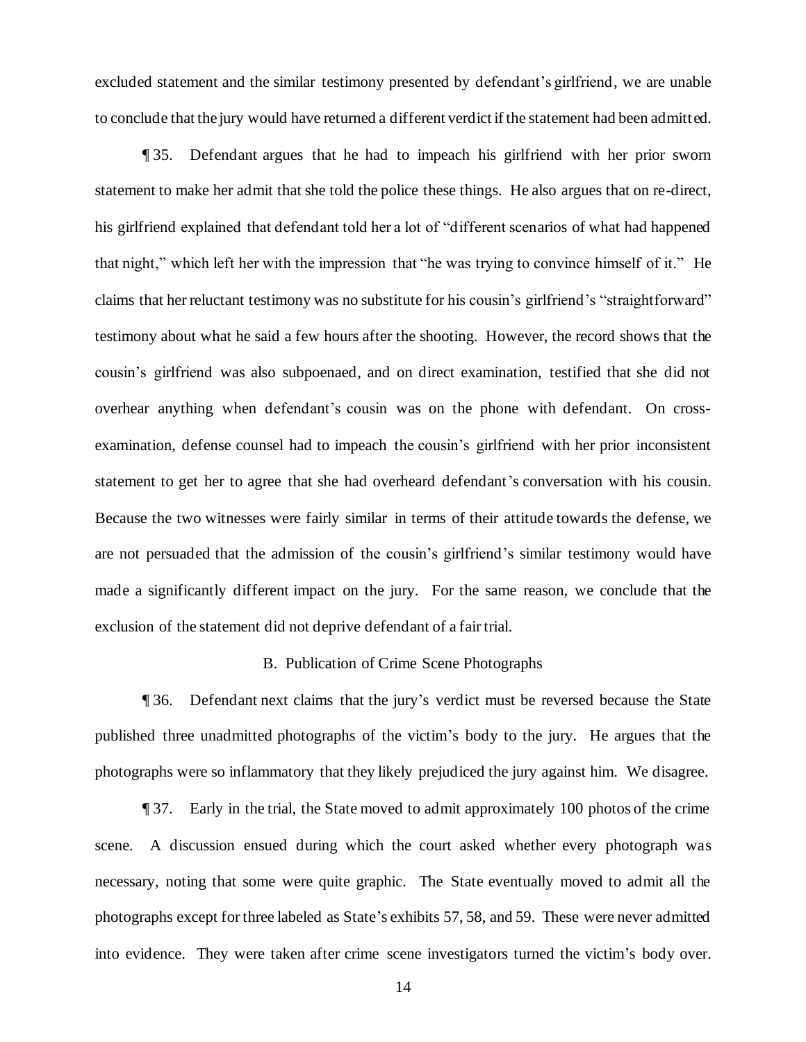excluded statement and the similar testimony presented by defendant's girlfriend, we are unable to conclude that the jury would have returned a different verdict if the statement had been admitted.

¶ 35. Defendant argues that he had to impeach his girlfriend with her prior sworn statement to make her admit that she told the police these things. He also argues that on re-direct, his girlfriend explained that defendant told her a lot of "different scenarios of what had happened that night," which left her with the impression that "he was trying to convince himself of it." He claims that her reluctant testimony was no substitute for his cousin's girlfriend's "straightforward" testimony about what he said a few hours after the shooting. However, the record shows that the cousin's girlfriend was also subpoenaed, and on direct examination, testified that she did not overhear anything when defendant's cousin was on the phone with defendant. On cross-examination, defense counsel had to impeach the cousin's girlfriend with her prior inconsistent statement to get her to agree that she had overheard defendant's conversation with his cousin. Because the two witnesses were fairly similar in terms of their attitude towards the defense, we are not persuaded that the admission of the cousin's girlfriend's similar testimony would have made a significantly different impact on the jury. For the same reason, we conclude that the exclusion of the statement did not deprive defendant of a fair trial.

### B. Publication of Crime Scene Photographs

¶ 36. Defendant next claims that the jury's verdict must be reversed because the State published three unadmitted photographs of the victim's body to the jury. He argues that the photographs were so inflammatory that they likely prejudiced the jury against him. We disagree.

¶ 37. Early in the trial, the State moved to admit approximately 100 photos of the crime scene. A discussion ensued during which the court asked whether every photograph was necessary, noting that some were quite graphic. The State eventually moved to admit all the photographs except for three labeled as State's exhibits 57, 58, and 59. These were never admitted into evidence. They were taken after crime scene investigators turned the victim's body over.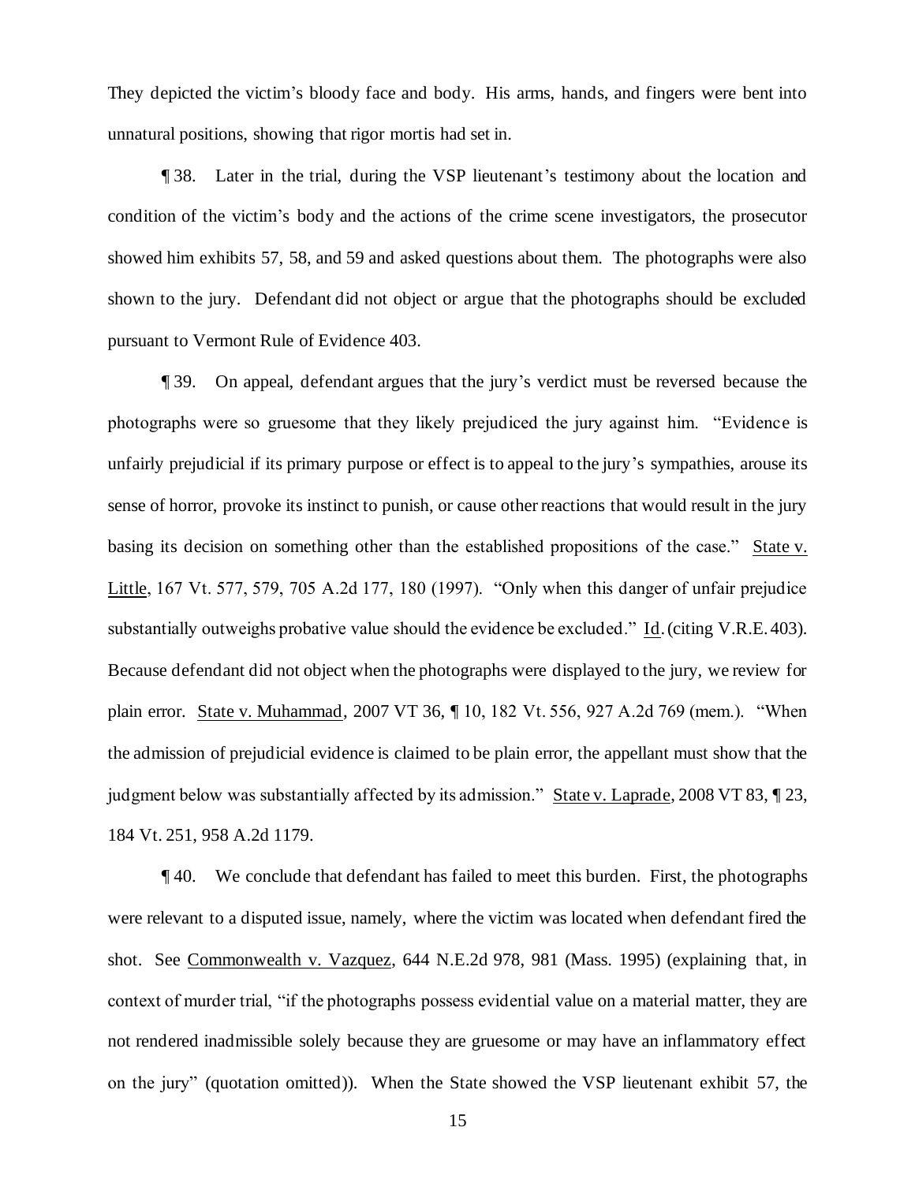They depicted the victim's bloody face and body. His arms, hands, and fingers were bent into unnatural positions, showing that rigor mortis had set in.

¶ 38. Later in the trial, during the VSP lieutenant's testimony about the location and condition of the victim's body and the actions of the crime scene investigators, the prosecutor showed him exhibits 57, 58, and 59 and asked questions about them. The photographs were also shown to the jury. Defendant did not object or argue that the photographs should be excluded pursuant to Vermont Rule of Evidence 403.

¶ 39. On appeal, defendant argues that the jury's verdict must be reversed because the photographs were so gruesome that they likely prejudiced the jury against him. "Evidence is unfairly prejudicial if its primary purpose or effect is to appeal to the jury's sympathies, arouse its sense of horror, provoke its instinct to punish, or cause other reactions that would result in the jury basing its decision on something other than the established propositions of the case." State v. Little, 167 Vt. 577, 579, 705 A.2d 177, 180 (1997). "Only when this danger of unfair prejudice substantially outweighs probative value should the evidence be excluded." Id. (citing V.R.E. 403). Because defendant did not object when the photographs were displayed to the jury, we review for plain error. State v. Muhammad, 2007 VT 36, ¶ 10, 182 Vt. 556, 927 A.2d 769 (mem.). "When the admission of prejudicial evidence is claimed to be plain error, the appellant must show that the judgment below was substantially affected by its admission." State v. Laprade, 2008 VT 83, ¶ 23, 184 Vt. 251, 958 A.2d 1179.

¶ 40. We conclude that defendant has failed to meet this burden. First, the photographs were relevant to a disputed issue, namely, where the victim was located when defendant fired the shot. See Commonwealth v. Vazquez, 644 N.E.2d 978, 981 (Mass. 1995) (explaining that, in context of murder trial, "if the photographs possess evidential value on a material matter, they are not rendered inadmissible solely because they are gruesome or may have an inflammatory effect on the jury" (quotation omitted)). When the State showed the VSP lieutenant exhibit 57, the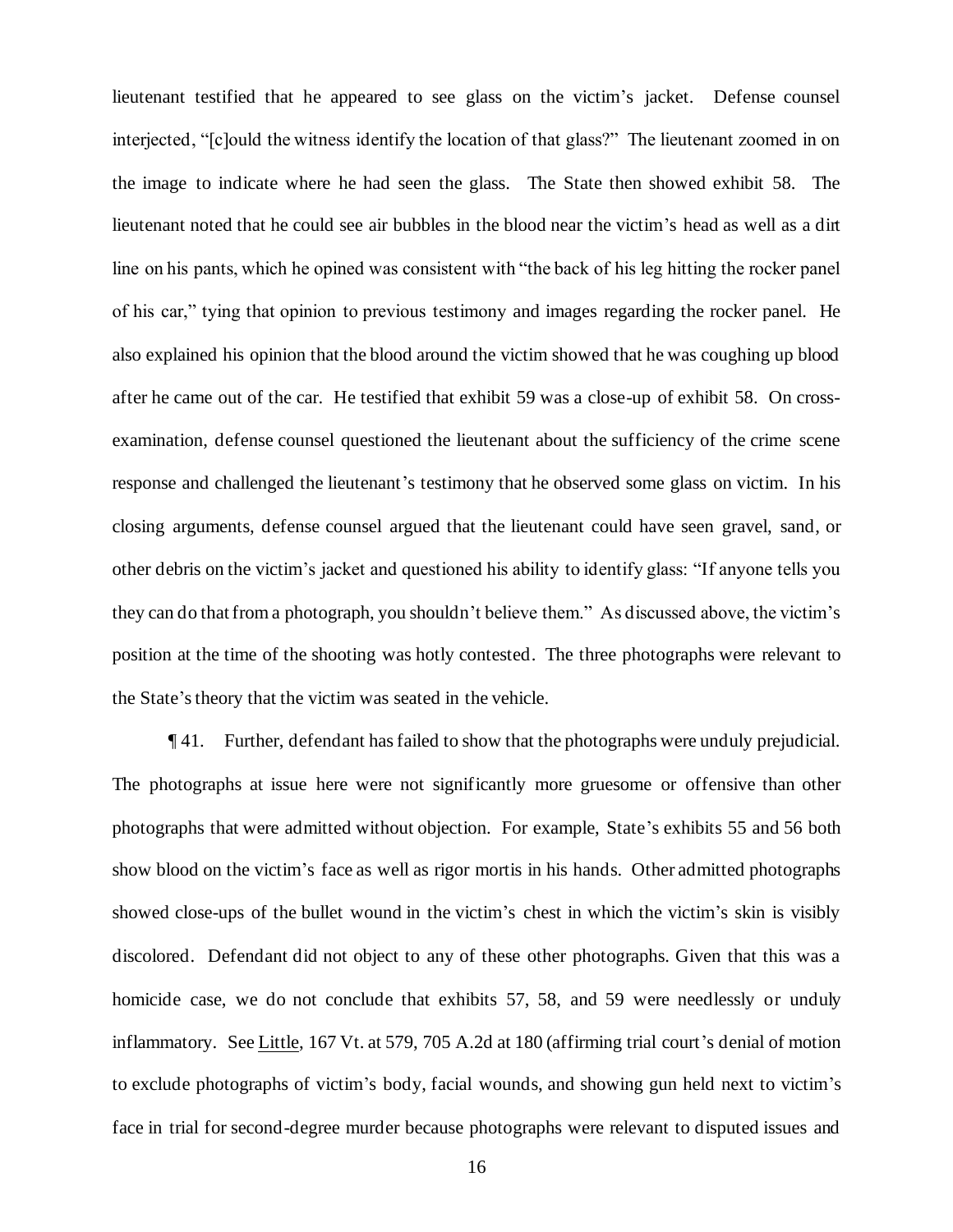lieutenant testified that he appeared to see glass on the victim's jacket. Defense counsel interjected, "[c]ould the witness identify the location of that glass?" The lieutenant zoomed in on the image to indicate where he had seen the glass. The State then showed exhibit 58. The lieutenant noted that he could see air bubbles in the blood near the victim's head as well as a dirt line on his pants, which he opined was consistent with "the back of his leg hitting the rocker panel of his car," tying that opinion to previous testimony and images regarding the rocker panel. He also explained his opinion that the blood around the victim showed that he was coughing up blood after he came out of the car. He testified that exhibit 59 was a close-up of exhibit 58. On cross-examination, defense counsel questioned the lieutenant about the sufficiency of the crime scene response and challenged the lieutenant's testimony that he observed some glass on victim. In his closing arguments, defense counsel argued that the lieutenant could have seen gravel, sand, or other debris on the victim's jacket and questioned his ability to identify glass: "If anyone tells you they can do that from a photograph, you shouldn't believe them." As discussed above, the victim's position at the time of the shooting was hotly contested. The three photographs were relevant to the State's theory that the victim was seated in the vehicle.

¶ 41. Further, defendant has failed to show that the photographs were unduly prejudicial. The photographs at issue here were not significantly more gruesome or offensive than other photographs that were admitted without objection. For example, State's exhibits 55 and 56 both show blood on the victim's face as well as rigor mortis in his hands. Other admitted photographs showed close-ups of the bullet wound in the victim's chest in which the victim's skin is visibly discolored. Defendant did not object to any of these other photographs. Given that this was a homicide case, we do not conclude that exhibits 57, 58, and 59 were needlessly or unduly inflammatory. See Little, 167 Vt. at 579, 705 A.2d at 180 (affirming trial court's denial of motion to exclude photographs of victim's body, facial wounds, and showing gun held next to victim's face in trial for second-degree murder because photographs were relevant to disputed issues and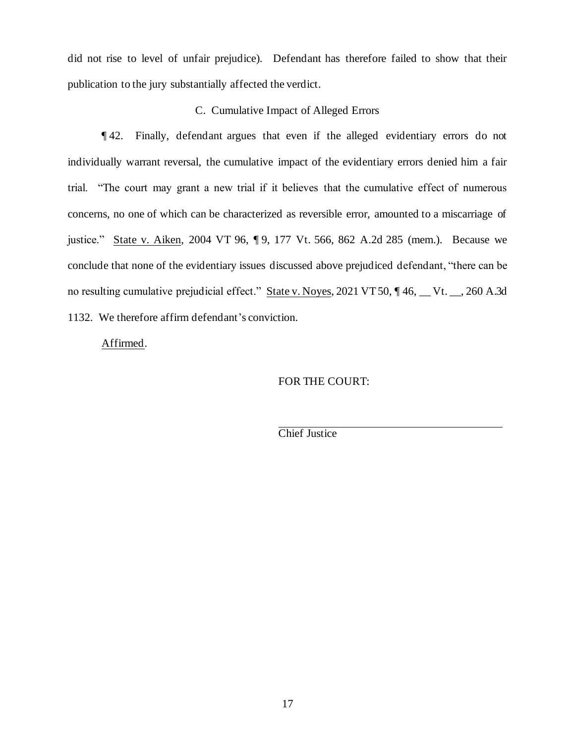did not rise to level of unfair prejudice). Defendant has therefore failed to show that their publication to the jury substantially affected the verdict.

### C. Cumulative Impact of Alleged Errors

¶ 42. Finally, defendant argues that even if the alleged evidentiary errors do not individually warrant reversal, the cumulative impact of the evidentiary errors denied him a fair trial. "The court may grant a new trial if it believes that the cumulative effect of numerous concerns, no one of which can be characterized as reversible error, amounted to a miscarriage of justice." State v. Aiken, 2004 VT 96, ¶ 9, 177 Vt. 566, 862 A.2d 285 (mem.). Because we conclude that none of the evidentiary issues discussed above prejudiced defendant, "there can be no resulting cumulative prejudicial effect." State v. Noyes, 2021 VT 50, ¶ 46, __ Vt. __, 260 A.3d 1132. We therefore affirm defendant's conviction.

Affirmed.

FOR THE COURT:

\_\_\_\_\_\_\_\_\_\_\_\_\_\_\_\_\_\_\_\_\_\_\_\_\_\_\_\_\_\_\_\_\_\_\_\_\_\_\_\_

Chief Justice